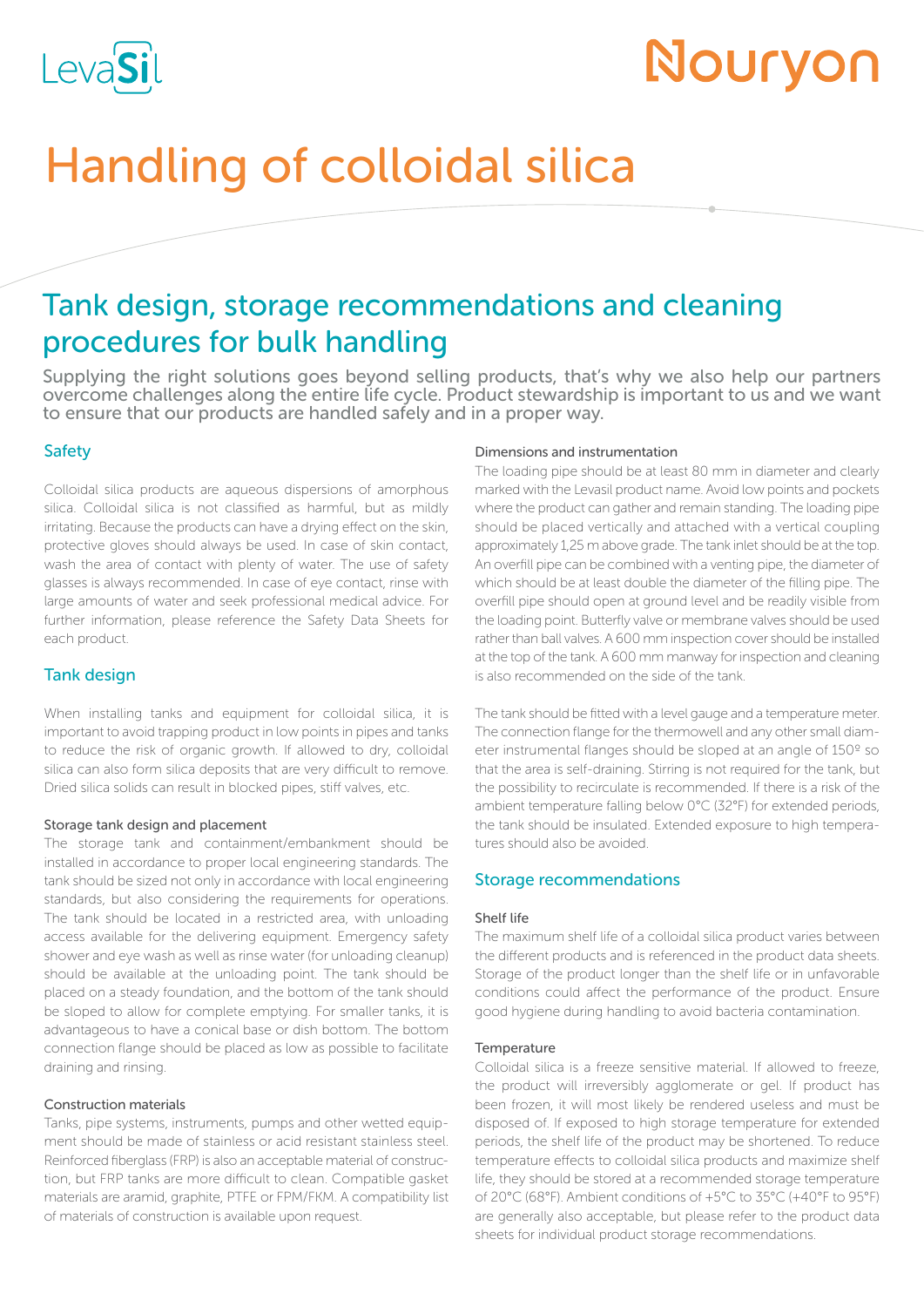LevaSil

Nouryon

# Handling of colloidal silica

## Tank design, storage recommendations and cleaning procedures for bulk handling

Supplying the right solutions goes beyond selling products, that's why we also help our partners overcome challenges along the entire life cycle. Product stewardship is important to us and we want to ensure that our products are handled safely and in a proper way.

### Safety

Colloidal silica products are aqueous dispersions of amorphous silica. Colloidal silica is not classified as harmful, but as mildly irritating. Because the products can have a drying effect on the skin, protective gloves should always be used. In case of skin contact, wash the area of contact with plenty of water. The use of safety glasses is always recommended. In case of eye contact, rinse with large amounts of water and seek professional medical advice. For further information, please reference the Safety Data Sheets for each product.

### Tank design

When installing tanks and equipment for colloidal silica, it is important to avoid trapping product in low points in pipes and tanks to reduce the risk of organic growth. If allowed to dry, colloidal silica can also form silica deposits that are very difficult to remove. Dried silica solids can result in blocked pipes, stiff valves, etc.

#### Storage tank design and placement

The storage tank and containment/embankment should be installed in accordance to proper local engineering standards. The tank should be sized not only in accordance with local engineering standards, but also considering the requirements for operations. The tank should be located in a restricted area, with unloading access available for the delivering equipment. Emergency safety shower and eye wash as well as rinse water (for unloading cleanup) should be available at the unloading point. The tank should be placed on a steady foundation, and the bottom of the tank should be sloped to allow for complete emptying. For smaller tanks, it is advantageous to have a conical base or dish bottom. The bottom connection flange should be placed as low as possible to facilitate draining and rinsing.

#### Construction materials

Tanks, pipe systems, instruments, pumps and other wetted equipment should be made of stainless or acid resistant stainless steel. Reinforced fiberglass (FRP) is also an acceptable material of construction, but FRP tanks are more difficult to clean. Compatible gasket materials are aramid, graphite, PTFE or FPM/FKM. A compatibility list of materials of construction is available upon request.

#### Dimensions and instrumentation

The loading pipe should be at least 80 mm in diameter and clearly marked with the Levasil product name. Avoid low points and pockets where the product can gather and remain standing. The loading pipe should be placed vertically and attached with a vertical coupling approximately 1,25 m above grade. The tank inlet should be at the top. An overfill pipe can be combined with a venting pipe, the diameter of which should be at least double the diameter of the filling pipe. The overfill pipe should open at ground level and be readily visible from the loading point. Butterfly valve or membrane valves should be used rather than ball valves. A 600 mm inspection cover should be installed at the top of the tank. A 600 mm manway for inspection and cleaning is also recommended on the side of the tank.

The tank should be fitted with a level gauge and a temperature meter. The connection flange for the thermowell and any other small diameter instrumental flanges should be sloped at an angle of 150º so that the area is self-draining. Stirring is not required for the tank, but the possibility to recirculate is recommended. If there is a risk of the ambient temperature falling below 0°C (32°F) for extended periods, the tank should be insulated. Extended exposure to high temperatures should also be avoided.

### Storage recommendations

#### Shelf life

The maximum shelf life of a colloidal silica product varies between the different products and is referenced in the product data sheets. Storage of the product longer than the shelf life or in unfavorable conditions could affect the performance of the product. Ensure good hygiene during handling to avoid bacteria contamination.

#### Temperature

Colloidal silica is a freeze sensitive material. If allowed to freeze, the product will irreversibly agglomerate or gel. If product has been frozen, it will most likely be rendered useless and must be disposed of. If exposed to high storage temperature for extended periods, the shelf life of the product may be shortened. To reduce temperature effects to colloidal silica products and maximize shelf life, they should be stored at a recommended storage temperature of 20°C (68°F). Ambient conditions of +5°C to 35°C (+40°F to 95°F) are generally also acceptable, but please refer to the product data sheets for individual product storage recommendations.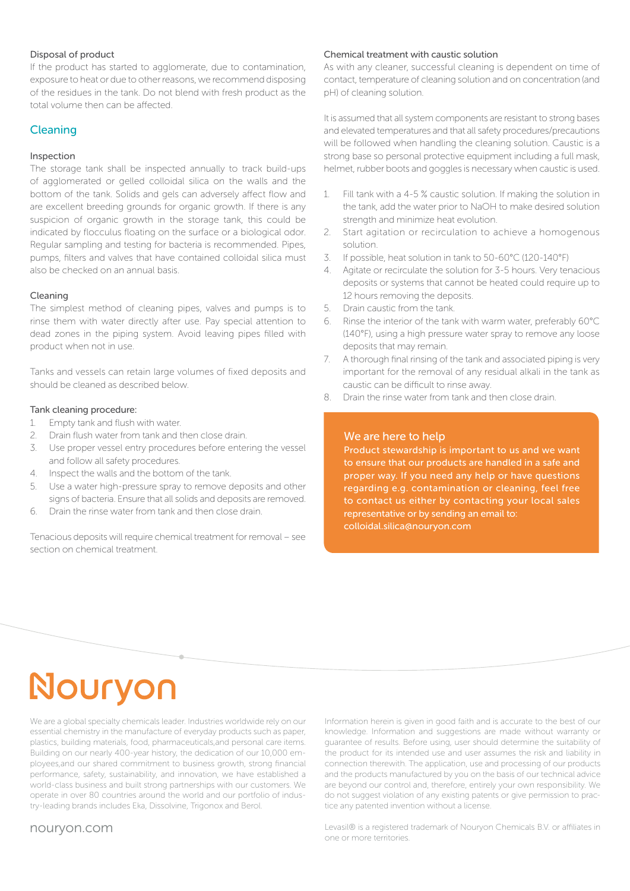### Disposal of product

If the product has started to agglomerate, due to contamination, exposure to heat or due to other reasons, we recommend disposing of the residues in the tank. Do not blend with fresh product as the total volume then can be affected.

## Cleaning

### Inspection

The storage tank shall be inspected annually to track build-ups of agglomerated or gelled colloidal silica on the walls and the bottom of the tank. Solids and gels can adversely affect flow and are excellent breeding grounds for organic growth. If there is any suspicion of organic growth in the storage tank, this could be indicated by flocculus floating on the surface or a biological odor. Regular sampling and testing for bacteria is recommended. Pipes, pumps, filters and valves that have contained colloidal silica must also be checked on an annual basis.

### Cleaning

The simplest method of cleaning pipes, valves and pumps is to rinse them with water directly after use. Pay special attention to dead zones in the piping system. Avoid leaving pipes filled with product when not in use.

Tanks and vessels can retain large volumes of fixed deposits and should be cleaned as described below.

### Tank cleaning procedure:

1. Empty tank and flush with water.
2. Drain flush water from tank and then close drain.
3. Use proper vessel entry procedures before entering the vessel and follow all safety procedures.
4. Inspect the walls and the bottom of the tank.
5. Use a water high-pressure spray to remove deposits and other signs of bacteria. Ensure that all solids and deposits are removed.
6. Drain the rinse water from tank and then close drain.

Tenacious deposits will require chemical treatment for removal – see section on chemical treatment.

### Chemical treatment with caustic solution

As with any cleaner, successful cleaning is dependent on time of contact, temperature of cleaning solution and on concentration (and pH) of cleaning solution.

It is assumed that all system components are resistant to strong bases and elevated temperatures and that all safety procedures/precautions will be followed when handling the cleaning solution. Caustic is a strong base so personal protective equipment including a full mask, helmet, rubber boots and goggles is necessary when caustic is used.

1. Fill tank with a 4-5 % caustic solution. If making the solution in the tank, add the water prior to NaOH to make desired solution strength and minimize heat evolution.
2. Start agitation or recirculation to achieve a homogenous solution.
3. If possible, heat solution in tank to 50-60°C (120-140°F)
4. Agitate or recirculate the solution for 3-5 hours. Very tenacious deposits or systems that cannot be heated could require up to 12 hours removing the deposits.
5. Drain caustic from the tank.
6. Rinse the interior of the tank with warm water, preferably 60°C (140°F), using a high pressure water spray to remove any loose deposits that may remain.
7. A thorough final rinsing of the tank and associated piping is very important for the removal of any residual alkali in the tank as caustic can be difficult to rinse away.
8. Drain the rinse water from tank and then close drain.

### We are here to help

Product stewardship is important to us and we want to ensure that our products are handled in a safe and proper way. If you need any help or have questions regarding e.g. contamination or cleaning, feel free to contact us either by contacting your local sales representative or by sending an email to: colloidal.silica@nouryon.com

# Nouryon

We are a global specialty chemicals leader. Industries worldwide rely on our essential chemistry in the manufacture of everyday products such as paper, plastics, building materials, food, pharmaceuticals,and personal care items. Building on our nearly 400-year history, the dedication of our 10,000 employees,and our shared commitment to business growth, strong financial performance, safety, sustainability, and innovation, we have established a world-class business and built strong partnerships with our customers. We operate in over 80 countries around the world and our portfolio of industry-leading brands includes Eka, Dissolvine, Trigonox and Berol.

nouryon.com

Information herein is given in good faith and is accurate to the best of our knowledge. Information and suggestions are made without warranty or guarantee of results. Before using, user should determine the suitability of the product for its intended use and user assumes the risk and liability in connection therewith. The application, use and processing of our products and the products manufactured by you on the basis of our technical advice are beyond our control and, therefore, entirely your own responsibility. We do not suggest violation of any existing patents or give permission to practice any patented invention without a license.

Levasil® is a registered trademark of Nouryon Chemicals B.V. or affiliates in one or more territories.